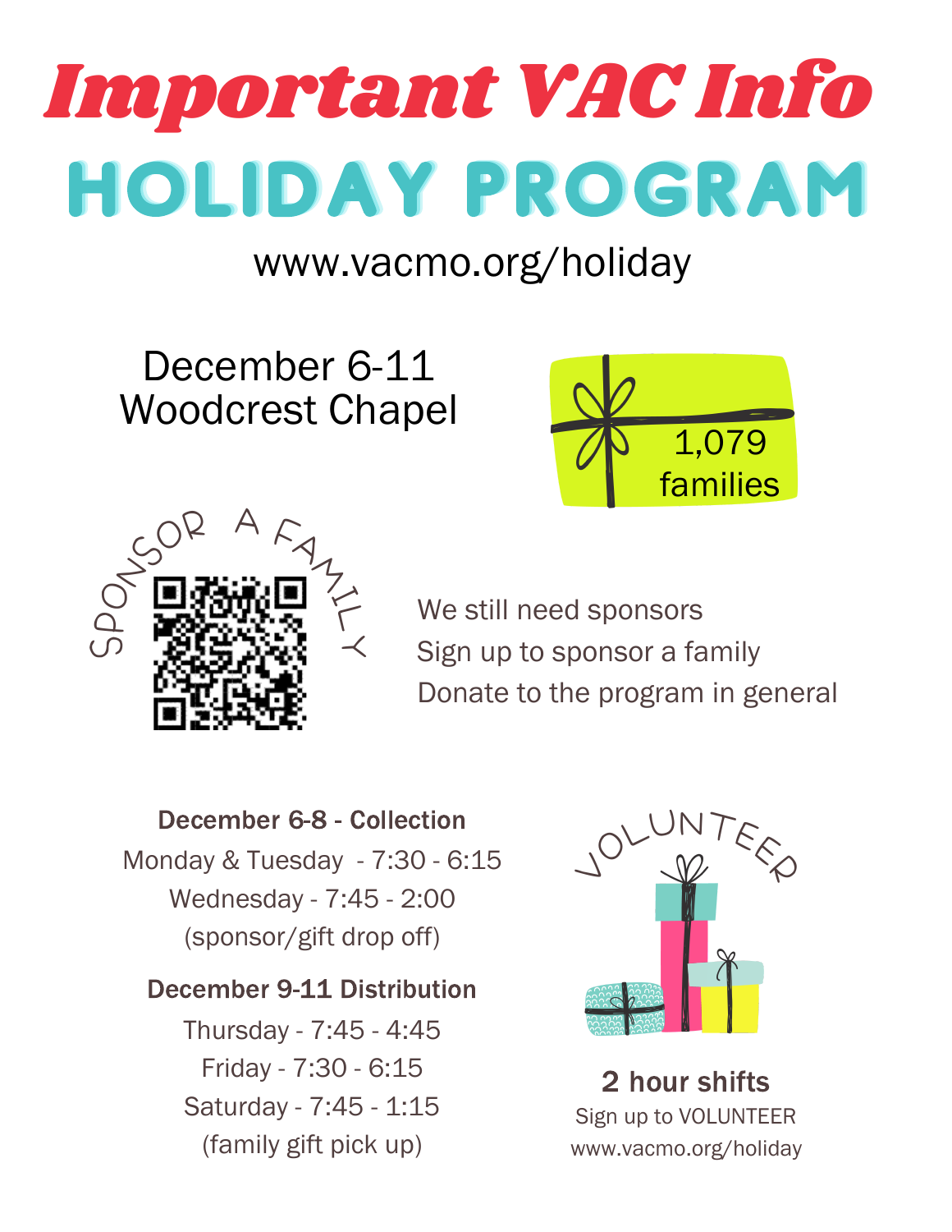# Important VAC Info

# HOLIDAY PROGRAM

www.vacmo.org/holiday

December 6-11
Woodcrest Chapel

1,079 families

SPONSOR A FAMILY

We still need sponsors
Sign up to sponsor a family
Donate to the program in general

**December 6-8 - Collection**

Monday & Tuesday - 7:30 - 6:15
Wednesday - 7:45 - 2:00
(sponsor/gift drop off)

**December 9-11 Distribution**

Thursday - 7:45 - 4:45
Friday - 7:30 - 6:15
Saturday - 7:45 - 1:15
(family gift pick up)

VOLUNTEER

**2 hour shifts**

Sign up to VOLUNTEER
www.vacmo.org/holiday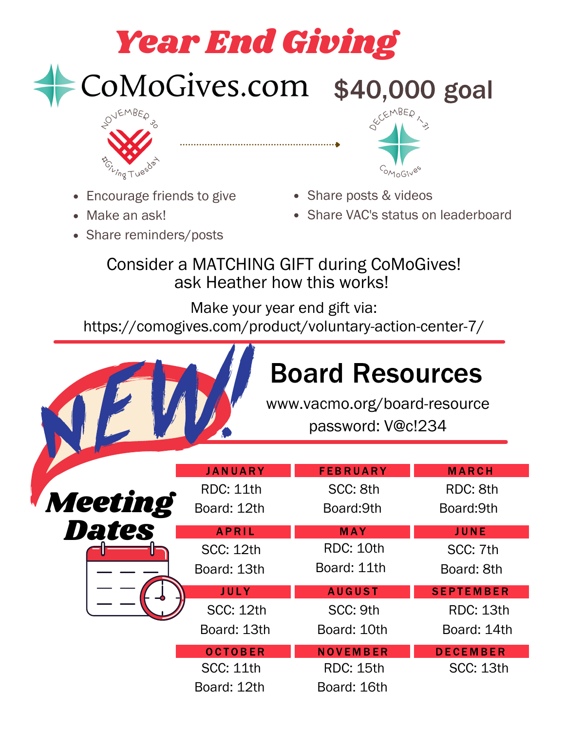# Year End Giving

## CoMoGives.com

## $40,000 goal

NOVEMBER 30 #Giving Tuesday → DECEMBER 1-31 CoMoGives

- Encourage friends to give
- Make an ask!
- Share reminders/posts

- Share posts & videos
- Share VAC's status on leaderboard

Consider a MATCHING GIFT during CoMoGives!
ask Heather how this works!

Make your year end gift via:
https://comogives.com/product/voluntary-action-center-7/

---

NEW!

## Board Resources

www.vacmo.org/board-resource

password: V@c!234

---

## Meeting Dates

| JANUARY | FEBRUARY | MARCH |
|---|---|---|
| RDC: 11th<br>Board: 12th | SCC: 8th<br>Board:9th | RDC: 8th<br>Board:9th |

| APRIL | MAY | JUNE |
|---|---|---|
| SCC: 12th<br>Board: 13th | RDC: 10th<br>Board: 11th | SCC: 7th<br>Board: 8th |

| JULY | AUGUST | SEPTEMBER |
|---|---|---|
| SCC: 12th<br>Board: 13th | SCC: 9th<br>Board: 10th | RDC: 13th<br>Board: 14th |

| OCTOBER | NOVEMBER | DECEMBER |
|---|---|---|
| SCC: 11th<br>Board: 12th | RDC: 15th<br>Board: 16th | SCC: 13th |